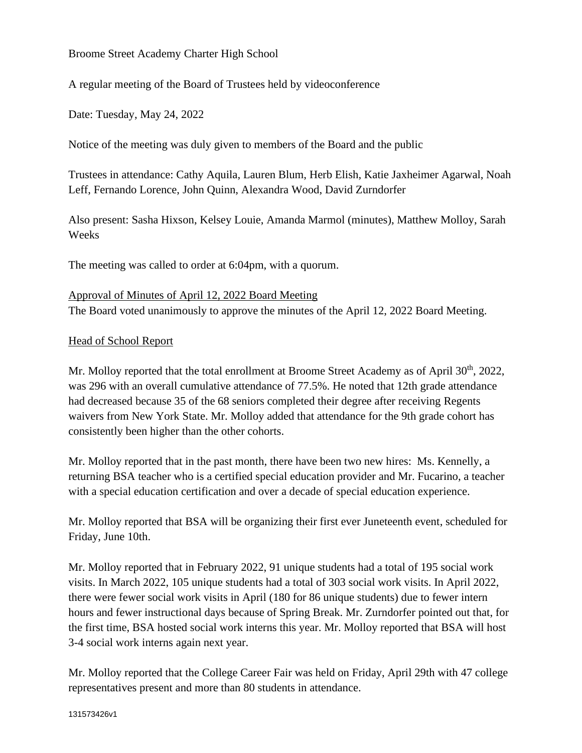Broome Street Academy Charter High School

A regular meeting of the Board of Trustees held by videoconference

Date: Tuesday, May 24, 2022

Notice of the meeting was duly given to members of the Board and the public

Trustees in attendance: Cathy Aquila, Lauren Blum, Herb Elish, Katie Jaxheimer Agarwal, Noah Leff, Fernando Lorence, John Quinn, Alexandra Wood, David Zurndorfer

Also present: Sasha Hixson, Kelsey Louie, Amanda Marmol (minutes), Matthew Molloy, Sarah Weeks

The meeting was called to order at 6:04pm, with a quorum.

Approval of Minutes of April 12, 2022 Board Meeting

The Board voted unanimously to approve the minutes of the April 12, 2022 Board Meeting.

Head of School Report

Mr. Molloy reported that the total enrollment at Broome Street Academy as of April 30th, 2022, was 296 with an overall cumulative attendance of 77.5%. He noted that 12th grade attendance had decreased because 35 of the 68 seniors completed their degree after receiving Regents waivers from New York State. Mr. Molloy added that attendance for the 9th grade cohort has consistently been higher than the other cohorts.

Mr. Molloy reported that in the past month, there have been two new hires: Ms. Kennelly, a returning BSA teacher who is a certified special education provider and Mr. Fucarino, a teacher with a special education certification and over a decade of special education experience.

Mr. Molloy reported that BSA will be organizing their first ever Juneteenth event, scheduled for Friday, June 10th.

Mr. Molloy reported that in February 2022, 91 unique students had a total of 195 social work visits. In March 2022, 105 unique students had a total of 303 social work visits. In April 2022, there were fewer social work visits in April (180 for 86 unique students) due to fewer intern hours and fewer instructional days because of Spring Break. Mr. Zurndorfer pointed out that, for the first time, BSA hosted social work interns this year. Mr. Molloy reported that BSA will host 3-4 social work interns again next year.

Mr. Molloy reported that the College Career Fair was held on Friday, April 29th with 47 college representatives present and more than 80 students in attendance.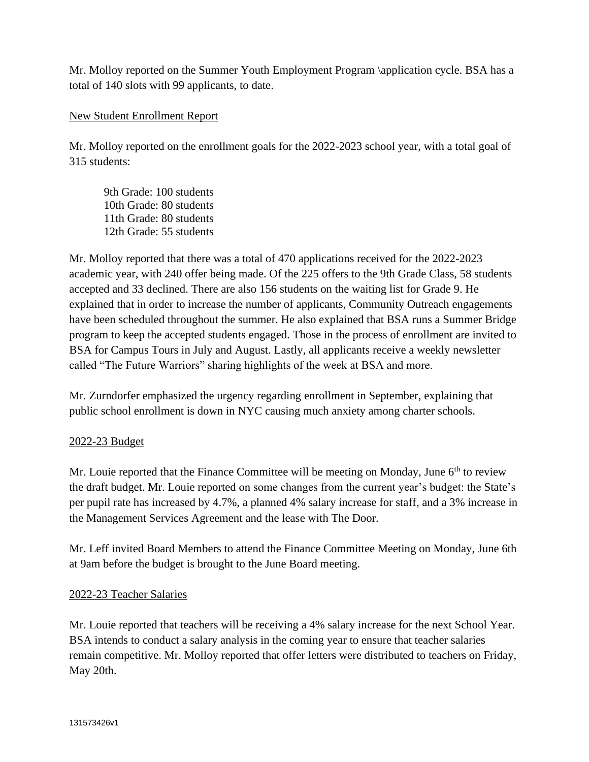Mr. Molloy reported on the Summer Youth Employment Program \application cycle. BSA has a total of 140 slots with 99 applicants, to date.

<u>New Student Enrollment Report</u>

Mr. Molloy reported on the enrollment goals for the 2022-2023 school year, with a total goal of 315 students:

9th Grade: 100 students
10th Grade: 80 students
11th Grade: 80 students
12th Grade: 55 students

Mr. Molloy reported that there was a total of 470 applications received for the 2022-2023 academic year, with 240 offer being made. Of the 225 offers to the 9th Grade Class, 58 students accepted and 33 declined. There are also 156 students on the waiting list for Grade 9. He explained that in order to increase the number of applicants, Community Outreach engagements have been scheduled throughout the summer. He also explained that BSA runs a Summer Bridge program to keep the accepted students engaged. Those in the process of enrollment are invited to BSA for Campus Tours in July and August. Lastly, all applicants receive a weekly newsletter called "The Future Warriors" sharing highlights of the week at BSA and more.

Mr. Zurndorfer emphasized the urgency regarding enrollment in September, explaining that public school enrollment is down in NYC causing much anxiety among charter schools.

<u>2022-23 Budget</u>

Mr. Louie reported that the Finance Committee will be meeting on Monday, June 6th to review the draft budget. Mr. Louie reported on some changes from the current year's budget: the State's per pupil rate has increased by 4.7%, a planned 4% salary increase for staff, and a 3% increase in the Management Services Agreement and the lease with The Door.

Mr. Leff invited Board Members to attend the Finance Committee Meeting on Monday, June 6th at 9am before the budget is brought to the June Board meeting.

<u>2022-23 Teacher Salaries</u>

Mr. Louie reported that teachers will be receiving a 4% salary increase for the next School Year. BSA intends to conduct a salary analysis in the coming year to ensure that teacher salaries remain competitive. Mr. Molloy reported that offer letters were distributed to teachers on Friday, May 20th.

131573426v1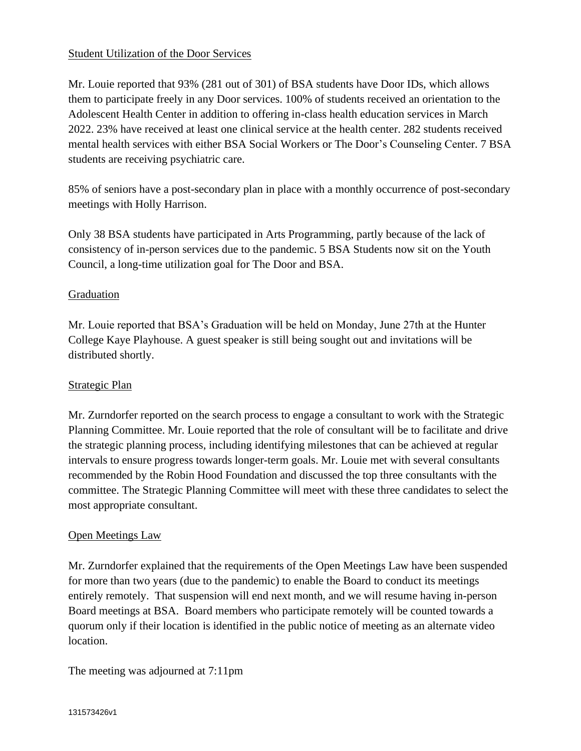Student Utilization of the Door Services

Mr. Louie reported that 93% (281 out of 301) of BSA students have Door IDs, which allows them to participate freely in any Door services. 100% of students received an orientation to the Adolescent Health Center in addition to offering in-class health education services in March 2022. 23% have received at least one clinical service at the health center. 282 students received mental health services with either BSA Social Workers or The Door's Counseling Center. 7 BSA students are receiving psychiatric care.

85% of seniors have a post-secondary plan in place with a monthly occurrence of post-secondary meetings with Holly Harrison.

Only 38 BSA students have participated in Arts Programming, partly because of the lack of consistency of in-person services due to the pandemic. 5 BSA Students now sit on the Youth Council, a long-time utilization goal for The Door and BSA.

Graduation

Mr. Louie reported that BSA's Graduation will be held on Monday, June 27th at the Hunter College Kaye Playhouse. A guest speaker is still being sought out and invitations will be distributed shortly.

Strategic Plan

Mr. Zurndorfer reported on the search process to engage a consultant to work with the Strategic Planning Committee. Mr. Louie reported that the role of consultant will be to facilitate and drive the strategic planning process, including identifying milestones that can be achieved at regular intervals to ensure progress towards longer-term goals. Mr. Louie met with several consultants recommended by the Robin Hood Foundation and discussed the top three consultants with the committee. The Strategic Planning Committee will meet with these three candidates to select the most appropriate consultant.

Open Meetings Law

Mr. Zurndorfer explained that the requirements of the Open Meetings Law have been suspended for more than two years (due to the pandemic) to enable the Board to conduct its meetings entirely remotely. That suspension will end next month, and we will resume having in-person Board meetings at BSA. Board members who participate remotely will be counted towards a quorum only if their location is identified in the public notice of meeting as an alternate video location.

The meeting was adjourned at 7:11pm

131573426v1